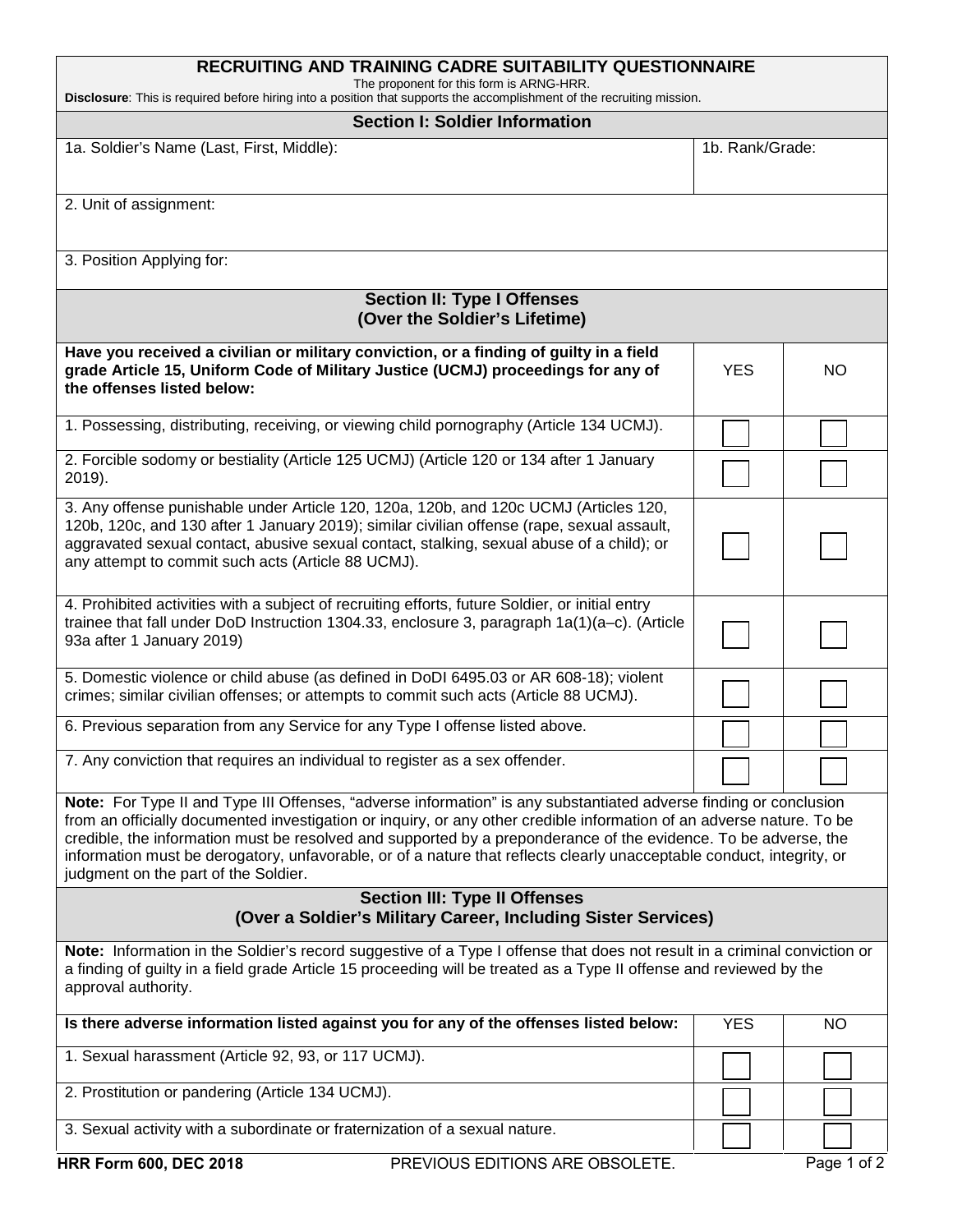# RECRUITING AND TRAINING CADRE SUITABILITY QUESTIONNAIRE

The proponent for this form is ARNG-HRR.

**Disclosure**: This is required before hiring into a position that supports the accomplishment of the recruiting mission.

## Section I: Soldier Information

| 1a. Soldier's Name (Last, First, Middle): | 1b. Rank/Grade: |
|---|---|
| 2. Unit of assignment: | |
| 3. Position Applying for: | |

## Section II: Type I Offenses (Over the Soldier's Lifetime)

| **Have you received a civilian or military conviction, or a finding of guilty in a field grade Article 15, Uniform Code of Military Justice (UCMJ) proceedings for any of the offenses listed below:** | YES | NO |
|---|---|---|
| 1. Possessing, distributing, receiving, or viewing child pornography (Article 134 UCMJ). | ☐ | ☐ |
| 2. Forcible sodomy or bestiality (Article 125 UCMJ) (Article 120 or 134 after 1 January 2019). | ☐ | ☐ |
| 3. Any offense punishable under Article 120, 120a, 120b, and 120c UCMJ (Articles 120, 120b, 120c, and 130 after 1 January 2019); similar civilian offense (rape, sexual assault, aggravated sexual contact, abusive sexual contact, stalking, sexual abuse of a child); or any attempt to commit such acts (Article 88 UCMJ). | ☐ | ☐ |
| 4. Prohibited activities with a subject of recruiting efforts, future Soldier, or initial entry trainee that fall under DoD Instruction 1304.33, enclosure 3, paragraph 1a(1)(a–c). (Article 93a after 1 January 2019) | ☐ | ☐ |
| 5. Domestic violence or child abuse (as defined in DoDI 6495.03 or AR 608-18); violent crimes; similar civilian offenses; or attempts to commit such acts (Article 88 UCMJ). | ☐ | ☐ |
| 6. Previous separation from any Service for any Type I offense listed above. | ☐ | ☐ |
| 7. Any conviction that requires an individual to register as a sex offender. | ☐ | ☐ |

**Note:** For Type II and Type III Offenses, "adverse information" is any substantiated adverse finding or conclusion from an officially documented investigation or inquiry, or any other credible information of an adverse nature. To be credible, the information must be resolved and supported by a preponderance of the evidence. To be adverse, the information must be derogatory, unfavorable, or of a nature that reflects clearly unacceptable conduct, integrity, or judgment on the part of the Soldier.

## Section III: Type II Offenses (Over a Soldier's Military Career, Including Sister Services)

**Note:** Information in the Soldier's record suggestive of a Type I offense that does not result in a criminal conviction or a finding of guilty in a field grade Article 15 proceeding will be treated as a Type II offense and reviewed by the approval authority.

| **Is there adverse information listed against you for any of the offenses listed below:** | YES | NO |
|---|---|---|
| 1. Sexual harassment (Article 92, 93, or 117 UCMJ). | ☐ | ☐ |
| 2. Prostitution or pandering (Article 134 UCMJ). | ☐ | ☐ |
| 3. Sexual activity with a subordinate or fraternization of a sexual nature. | ☐ | ☐ |

HRR Form 600, DEC 2018 PREVIOUS EDITIONS ARE OBSOLETE.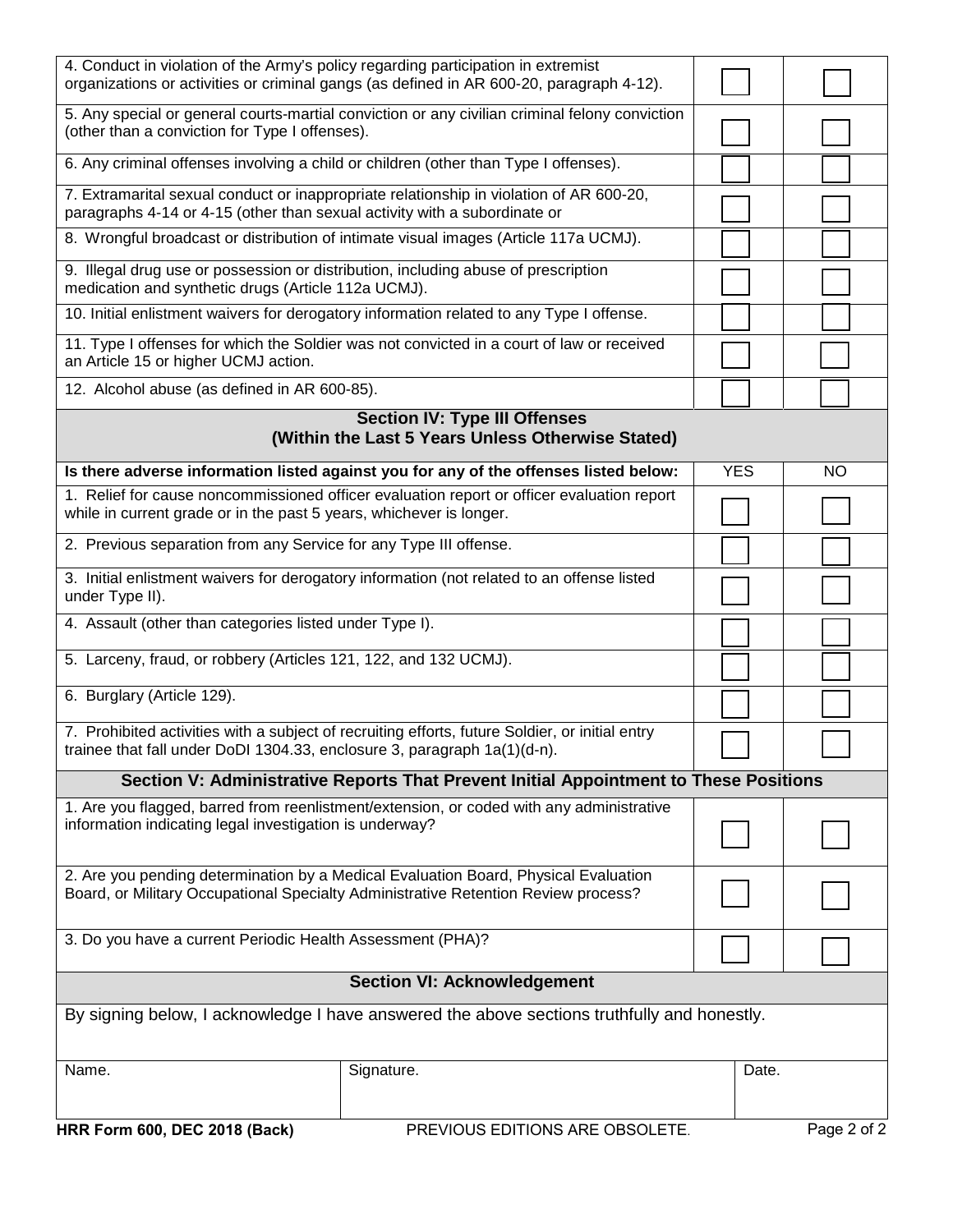| | | |
|---|---|---|
| 4. Conduct in violation of the Army's policy regarding participation in extremist organizations or activities or criminal gangs (as defined in AR 600-20, paragraph 4-12). | ☐ | ☐ |
| 5. Any special or general courts-martial conviction or any civilian criminal felony conviction (other than a conviction for Type I offenses). | ☐ | ☐ |
| 6. Any criminal offenses involving a child or children (other than Type I offenses). | ☐ | ☐ |
| 7. Extramarital sexual conduct or inappropriate relationship in violation of AR 600-20, paragraphs 4-14 or 4-15 (other than sexual activity with a subordinate or | ☐ | ☐ |
| 8. Wrongful broadcast or distribution of intimate visual images (Article 117a UCMJ). | ☐ | ☐ |
| 9. Illegal drug use or possession or distribution, including abuse of prescription medication and synthetic drugs (Article 112a UCMJ). | ☐ | ☐ |
| 10. Initial enlistment waivers for derogatory information related to any Type I offense. | ☐ | ☐ |
| 11. Type I offenses for which the Soldier was not convicted in a court of law or received an Article 15 or higher UCMJ action. | ☐ | ☐ |
| 12. Alcohol abuse (as defined in AR 600-85). | ☐ | ☐ |

## Section IV: Type III Offenses (Within the Last 5 Years Unless Otherwise Stated)

| Is there adverse information listed against you for any of the offenses listed below: | YES | NO |
|---|---|---|
| 1. Relief for cause noncommissioned officer evaluation report or officer evaluation report while in current grade or in the past 5 years, whichever is longer. | ☐ | ☐ |
| 2. Previous separation from any Service for any Type III offense. | ☐ | ☐ |
| 3. Initial enlistment waivers for derogatory information (not related to an offense listed under Type II). | ☐ | ☐ |
| 4. Assault (other than categories listed under Type I). | ☐ | ☐ |
| 5. Larceny, fraud, or robbery (Articles 121, 122, and 132 UCMJ). | ☐ | ☐ |
| 6. Burglary (Article 129). | ☐ | ☐ |
| 7. Prohibited activities with a subject of recruiting efforts, future Soldier, or initial entry trainee that fall under DoDI 1304.33, enclosure 3, paragraph 1a(1)(d-n). | ☐ | ☐ |

## Section V: Administrative Reports That Prevent Initial Appointment to These Positions

| | | |
|---|---|---|
| 1. Are you flagged, barred from reenlistment/extension, or coded with any administrative information indicating legal investigation is underway? | ☐ | ☐ |
| 2. Are you pending determination by a Medical Evaluation Board, Physical Evaluation Board, or Military Occupational Specialty Administrative Retention Review process? | ☐ | ☐ |
| 3. Do you have a current Periodic Health Assessment (PHA)? | ☐ | ☐ |

## Section VI: Acknowledgement

By signing below, I acknowledge I have answered the above sections truthfully and honestly.

| Name. | Signature. | Date. |
|---|---|---|
| | | |

**HRR Form 600, DEC 2018 (Back)** PREVIOUS EDITIONS ARE OBSOLETE.